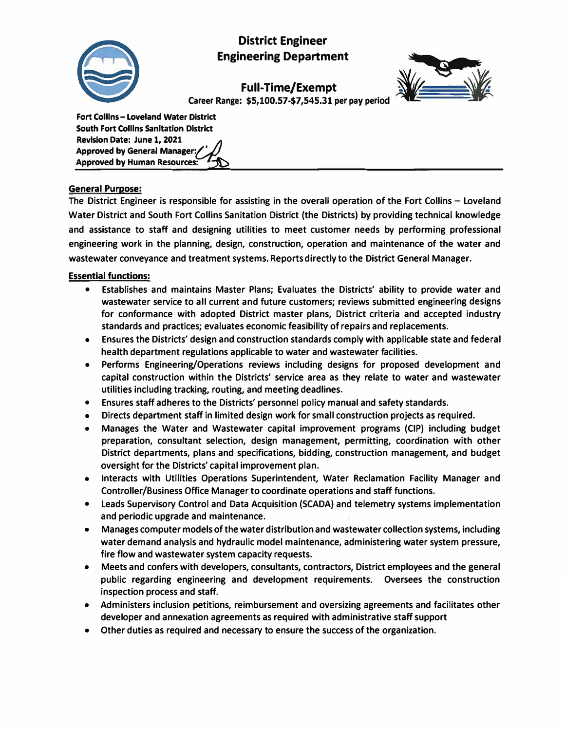# District Engineer
## Engineering Department

### Full-Time/Exempt

**Career Range: $5,100.57-$7,545.31 per pay period**

**Fort Collins – Loveland Water District**
**South Fort Collins Sanitation District**
**Revision Date: June 1, 2021**
**Approved by General Manager:**
**Approved by Human Resources:**

## General Purpose:

The District Engineer is responsible for assisting in the overall operation of the Fort Collins – Loveland Water District and South Fort Collins Sanitation District (the Districts) by providing technical knowledge and assistance to staff and designing utilities to meet customer needs by performing professional engineering work in the planning, design, construction, operation and maintenance of the water and wastewater conveyance and treatment systems. Reports directly to the District General Manager.

## Essential functions:

- Establishes and maintains Master Plans; Evaluates the Districts' ability to provide water and wastewater service to all current and future customers; reviews submitted engineering designs for conformance with adopted District master plans, District criteria and accepted industry standards and practices; evaluates economic feasibility of repairs and replacements.
- Ensures the Districts' design and construction standards comply with applicable state and federal health department regulations applicable to water and wastewater facilities.
- Performs Engineering/Operations reviews including designs for proposed development and capital construction within the Districts' service area as they relate to water and wastewater utilities including tracking, routing, and meeting deadlines.
- Ensures staff adheres to the Districts' personnel policy manual and safety standards.
- Directs department staff in limited design work for small construction projects as required.
- Manages the Water and Wastewater capital improvement programs (CIP) including budget preparation, consultant selection, design management, permitting, coordination with other District departments, plans and specifications, bidding, construction management, and budget oversight for the Districts' capital improvement plan.
- Interacts with Utilities Operations Superintendent, Water Reclamation Facility Manager and Controller/Business Office Manager to coordinate operations and staff functions.
- Leads Supervisory Control and Data Acquisition (SCADA) and telemetry systems implementation and periodic upgrade and maintenance.
- Manages computer models of the water distribution and wastewater collection systems, including water demand analysis and hydraulic model maintenance, administering water system pressure, fire flow and wastewater system capacity requests.
- Meets and confers with developers, consultants, contractors, District employees and the general public regarding engineering and development requirements. Oversees the construction inspection process and staff.
- Administers inclusion petitions, reimbursement and oversizing agreements and facilitates other developer and annexation agreements as required with administrative staff support
- Other duties as required and necessary to ensure the success of the organization.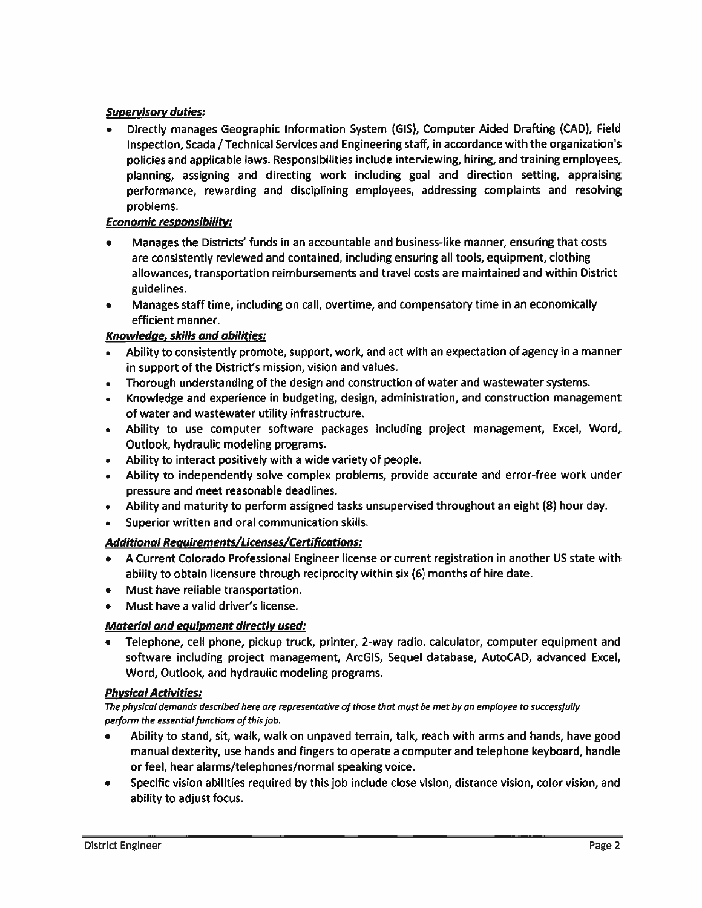***Supervisory duties:***

- Directly manages Geographic Information System (GIS), Computer Aided Drafting (CAD), Field Inspection, Scada / Technical Services and Engineering staff, in accordance with the organization's policies and applicable laws. Responsibilities include interviewing, hiring, and training employees, planning, assigning and directing work including goal and direction setting, appraising performance, rewarding and disciplining employees, addressing complaints and resolving problems.

***Economic responsibility:***

- Manages the Districts' funds in an accountable and business-like manner, ensuring that costs are consistently reviewed and contained, including ensuring all tools, equipment, clothing allowances, transportation reimbursements and travel costs are maintained and within District guidelines.
- Manages staff time, including on call, overtime, and compensatory time in an economically efficient manner.

***Knowledge, skills and abilities:***

- Ability to consistently promote, support, work, and act with an expectation of agency in a manner in support of the District's mission, vision and values.
- Thorough understanding of the design and construction of water and wastewater systems.
- Knowledge and experience in budgeting, design, administration, and construction management of water and wastewater utility infrastructure.
- Ability to use computer software packages including project management, Excel, Word, Outlook, hydraulic modeling programs.
- Ability to interact positively with a wide variety of people.
- Ability to independently solve complex problems, provide accurate and error-free work under pressure and meet reasonable deadlines.
- Ability and maturity to perform assigned tasks unsupervised throughout an eight (8) hour day.
- Superior written and oral communication skills.

***Additional Requirements/Licenses/Certifications:***

- A Current Colorado Professional Engineer license or current registration in another US state with ability to obtain licensure through reciprocity within six (6) months of hire date.
- Must have reliable transportation.
- Must have a valid driver's license.

***Material and equipment directly used:***

- Telephone, cell phone, pickup truck, printer, 2-way radio, calculator, computer equipment and software including project management, ArcGIS, Sequel database, AutoCAD, advanced Excel, Word, Outlook, and hydraulic modeling programs.

***Physical Activities:***

*The physical demands described here are representative of those that must be met by an employee to successfully perform the essential functions of this job.*

- Ability to stand, sit, walk, walk on unpaved terrain, talk, reach with arms and hands, have good manual dexterity, use hands and fingers to operate a computer and telephone keyboard, handle or feel, hear alarms/telephones/normal speaking voice.
- Specific vision abilities required by this job include close vision, distance vision, color vision, and ability to adjust focus.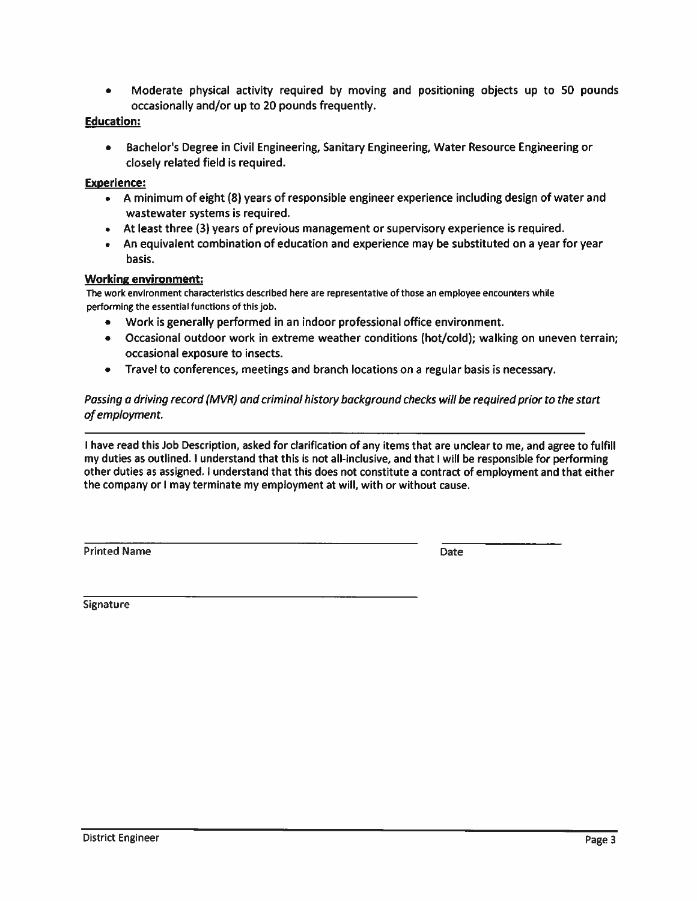- Moderate physical activity required by moving and positioning objects up to 50 pounds occasionally and/or up to 20 pounds frequently.

**Education:**

- Bachelor's Degree in Civil Engineering, Sanitary Engineering, Water Resource Engineering or closely related field is required.

**Experience:**

- A minimum of eight (8) years of responsible engineer experience including design of water and wastewater systems is required.
- At least three (3) years of previous management or supervisory experience is required.
- An equivalent combination of education and experience may be substituted on a year for year basis.

**Working environment:**

The work environment characteristics described here are representative of those an employee encounters while performing the essential functions of this job.

- Work is generally performed in an indoor professional office environment.
- Occasional outdoor work in extreme weather conditions (hot/cold); walking on uneven terrain; occasional exposure to insects.
- Travel to conferences, meetings and branch locations on a regular basis is necessary.

*Passing a driving record (MVR) and criminal history background checks will be required prior to the start of employment.*

---

I have read this Job Description, asked for clarification of any items that are unclear to me, and agree to fulfill my duties as outlined. I understand that this is not all-inclusive, and that I will be responsible for performing other duties as assigned. I understand that this does not constitute a contract of employment and that either the company or I may terminate my employment at will, with or without cause.

\_\_\_\_\_\_\_\_\_\_\_\_\_\_\_\_\_\_\_\_\_\_\_\_\_\_\_\_\_\_\_\_\_\_\_\_\_\_\_\_ \_\_\_\_\_\_\_\_\_\_\_\_\_\_\_\_
Printed Name Date

\_\_\_\_\_\_\_\_\_\_\_\_\_\_\_\_\_\_\_\_\_\_\_\_\_\_\_\_\_\_\_\_\_\_\_\_\_\_\_\_
Signature